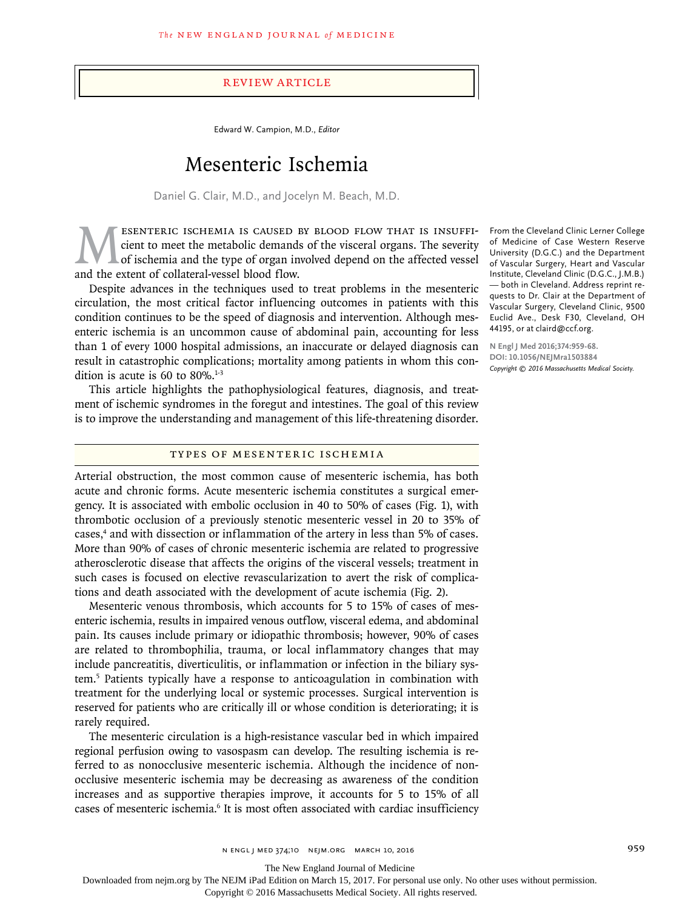REVIEW ARTICLE

Edward W. Campion, M.D., *Editor*

# Mesenteric Ischemia

Daniel G. Clair, M.D., and Jocelyn M. Beach, M.D.

From the Cleveland Clinic Lerner College of Medicine of Case Western Reserve University (D.G.C.) and the Department of Vascular Surgery, Heart and Vascular Institute, Cleveland Clinic (D.G.C., J.M.B.) — both in Cleveland. Address reprint requests to Dr. Clair at the Department of Vascular Surgery, Cleveland Clinic, 9500 Euclid Ave., Desk F30, Cleveland, OH 44195, or at clairdd@ccf.org.

**N Engl J Med 2016;374:959-68.**
**DOI: 10.1056/NEJMra1503884**
*Copyright © 2016 Massachusetts Medical Society.*

Mesenteric ischemia is caused by blood flow that is insufficient to meet the metabolic demands of the visceral organs. The severity of ischemia and the type of organ involved depend on the affected vessel and the extent of collateral-vessel blood flow.

Despite advances in the techniques used to treat problems in the mesenteric circulation, the most critical factor influencing outcomes in patients with this condition continues to be the speed of diagnosis and intervention. Although mesenteric ischemia is an uncommon cause of abdominal pain, accounting for less than 1 of every 1000 hospital admissions, an inaccurate or delayed diagnosis can result in catastrophic complications; mortality among patients in whom this condition is acute is 60 to 80%.[1-3]

This article highlights the pathophysiological features, diagnosis, and treatment of ischemic syndromes in the foregut and intestines. The goal of this review is to improve the understanding and management of this life-threatening disorder.

## TYPES OF MESENTERIC ISCHEMIA

Arterial obstruction, the most common cause of mesenteric ischemia, has both acute and chronic forms. Acute mesenteric ischemia constitutes a surgical emergency. It is associated with embolic occlusion in 40 to 50% of cases (Fig. 1), with thrombotic occlusion of a previously stenotic mesenteric vessel in 20 to 35% of cases,[4] and with dissection or inflammation of the artery in less than 5% of cases. More than 90% of cases of chronic mesenteric ischemia are related to progressive atherosclerotic disease that affects the origins of the visceral vessels; treatment in such cases is focused on elective revascularization to avert the risk of complications and death associated with the development of acute ischemia (Fig. 2).

Mesenteric venous thrombosis, which accounts for 5 to 15% of cases of mesenteric ischemia, results in impaired venous outflow, visceral edema, and abdominal pain. Its causes include primary or idiopathic thrombosis; however, 90% of cases are related to thrombophilia, trauma, or local inflammatory changes that may include pancreatitis, diverticulitis, or inflammation or infection in the biliary system.[5] Patients typically have a response to anticoagulation in combination with treatment for the underlying local or systemic processes. Surgical intervention is reserved for patients who are critically ill or whose condition is deteriorating; it is rarely required.

The mesenteric circulation is a high-resistance vascular bed in which impaired regional perfusion owing to vasospasm can develop. The resulting ischemia is referred to as nonocclusive mesenteric ischemia. Although the incidence of nonocclusive mesenteric ischemia may be decreasing as awareness of the condition increases and as supportive therapies improve, it accounts for 5 to 15% of all cases of mesenteric ischemia.[6] It is most often associated with cardiac insufficiency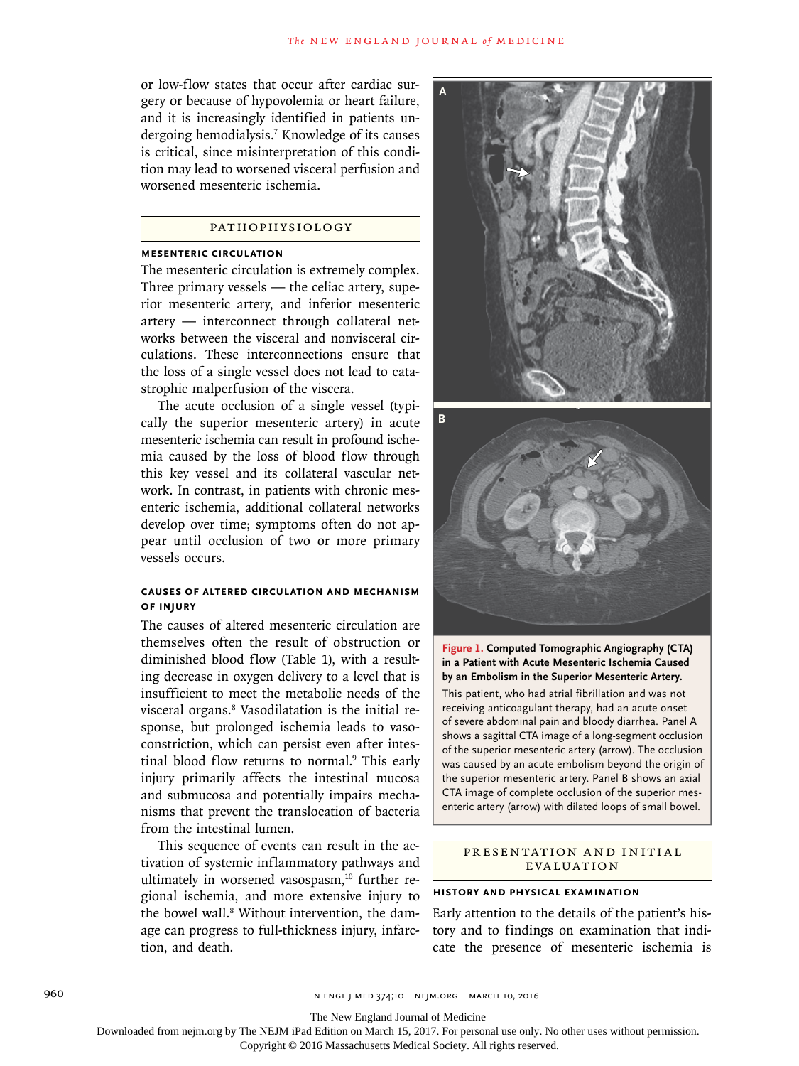or low-flow states that occur after cardiac surgery or because of hypovolemia or heart failure, and it is increasingly identified in patients undergoing hemodialysis.[7] Knowledge of its causes is critical, since misinterpretation of this condition may lead to worsened visceral perfusion and worsened mesenteric ischemia.

## PATHOPHYSIOLOGY

### MESENTERIC CIRCULATION

The mesenteric circulation is extremely complex. Three primary vessels — the celiac artery, superior mesenteric artery, and inferior mesenteric artery — interconnect through collateral networks between the visceral and nonvisceral circulations. These interconnections ensure that the loss of a single vessel does not lead to catastrophic malperfusion of the viscera.

The acute occlusion of a single vessel (typically the superior mesenteric artery) in acute mesenteric ischemia can result in profound ischemia caused by the loss of blood flow through this key vessel and its collateral vascular network. In contrast, in patients with chronic mesenteric ischemia, additional collateral networks develop over time; symptoms often do not appear until occlusion of two or more primary vessels occurs.

### CAUSES OF ALTERED CIRCULATION AND MECHANISM OF INJURY

The causes of altered mesenteric circulation are themselves often the result of obstruction or diminished blood flow (Table 1), with a resulting decrease in oxygen delivery to a level that is insufficient to meet the metabolic needs of the visceral organs.[8] Vasodilatation is the initial response, but prolonged ischemia leads to vasoconstriction, which can persist even after intestinal blood flow returns to normal.[9] This early injury primarily affects the intestinal mucosa and submucosa and potentially impairs mechanisms that prevent the translocation of bacteria from the intestinal lumen.

This sequence of events can result in the activation of systemic inflammatory pathways and ultimately in worsened vasospasm,[10] further regional ischemia, and more extensive injury to the bowel wall.[8] Without intervention, the damage can progress to full-thickness injury, infarction, and death.

**Figure 1. Computed Tomographic Angiography (CTA) in a Patient with Acute Mesenteric Ischemia Caused by an Embolism in the Superior Mesenteric Artery.**

This patient, who had atrial fibrillation and was not receiving anticoagulant therapy, had an acute onset of severe abdominal pain and bloody diarrhea. Panel A shows a sagittal CTA image of a long-segment occlusion of the superior mesenteric artery (arrow). The occlusion was caused by an acute embolism beyond the origin of the superior mesenteric artery. Panel B shows an axial CTA image of complete occlusion of the superior mesenteric artery (arrow) with dilated loops of small bowel.

## PRESENTATION AND INITIAL EVALUATION

### HISTORY AND PHYSICAL EXAMINATION

Early attention to the details of the patient's history and to findings on examination that indicate the presence of mesenteric ischemia is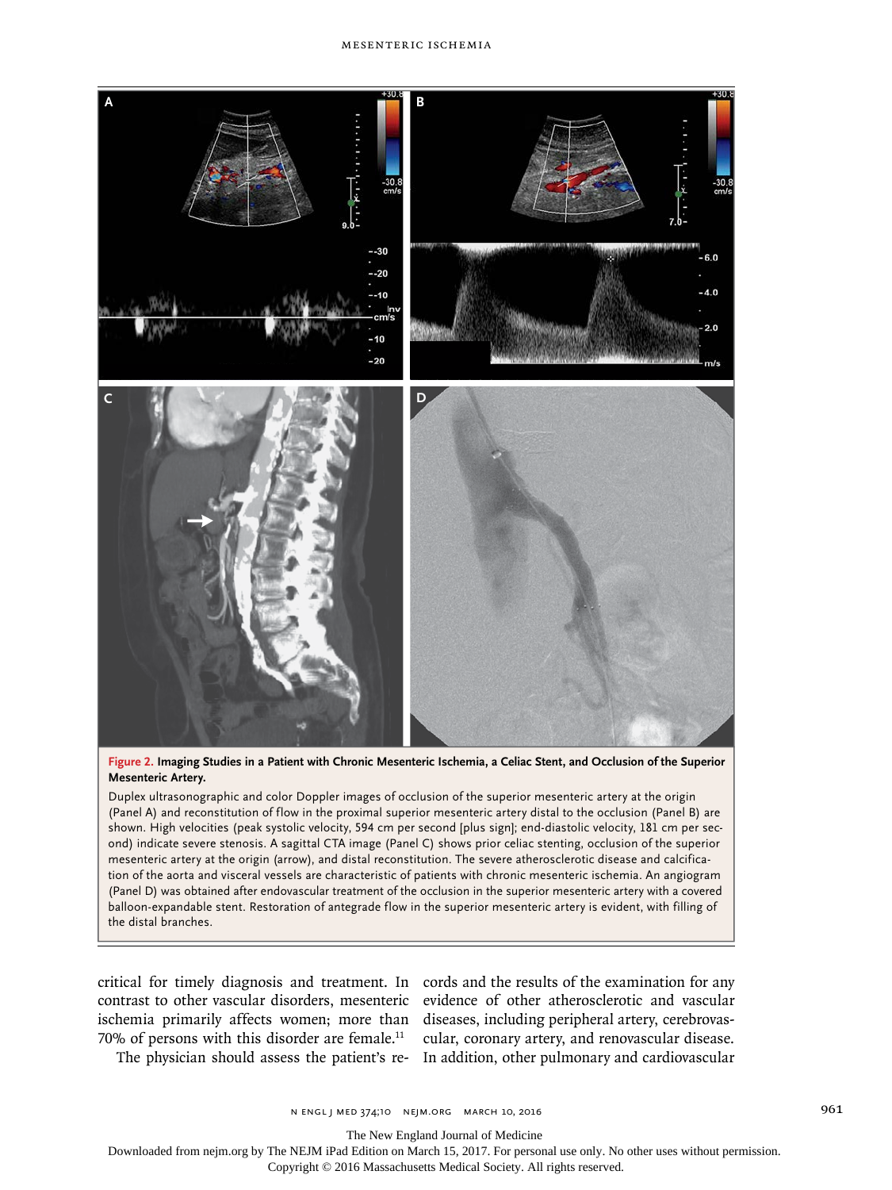**Figure 2. Imaging Studies in a Patient with Chronic Mesenteric Ischemia, a Celiac Stent, and Occlusion of the Superior Mesenteric Artery.**

Duplex ultrasonographic and color Doppler images of occlusion of the superior mesenteric artery at the origin (Panel A) and reconstitution of flow in the proximal superior mesenteric artery distal to the occlusion (Panel B) are shown. High velocities (peak systolic velocity, 594 cm per second [plus sign]; end-diastolic velocity, 181 cm per second) indicate severe stenosis. A sagittal CTA image (Panel C) shows prior celiac stenting, occlusion of the superior mesenteric artery at the origin (arrow), and distal reconstitution. The severe atherosclerotic disease and calcification of the aorta and visceral vessels are characteristic of patients with chronic mesenteric ischemia. An angiogram (Panel D) was obtained after endovascular treatment of the occlusion in the superior mesenteric artery with a covered balloon-expandable stent. Restoration of antegrade flow in the superior mesenteric artery is evident, with filling of the distal branches.

critical for timely diagnosis and treatment. In contrast to other vascular disorders, mesenteric ischemia primarily affects women; more than 70% of persons with this disorder are female.[11]

The physician should assess the patient's records and the results of the examination for any evidence of other atherosclerotic and vascular diseases, including peripheral artery, cerebrovascular, coronary artery, and renovascular disease. In addition, other pulmonary and cardiovascular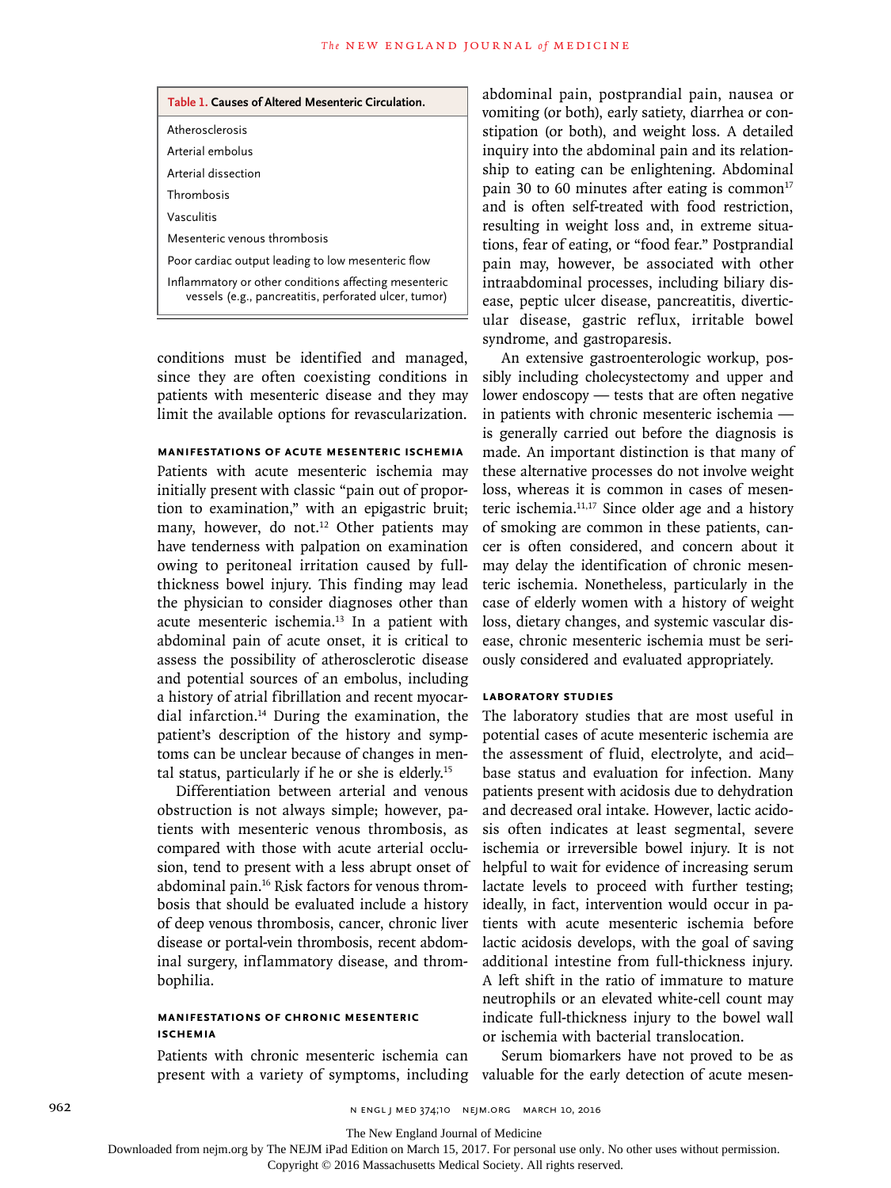**Table 1. Causes of Altered Mesenteric Circulation.**

| Cause |
|---|
| Atherosclerosis |
| Arterial embolus |
| Arterial dissection |
| Thrombosis |
| Vasculitis |
| Mesenteric venous thrombosis |
| Poor cardiac output leading to low mesenteric flow |
| Inflammatory or other conditions affecting mesenteric vessels (e.g., pancreatitis, perforated ulcer, tumor) |

conditions must be identified and managed, since they are often coexisting conditions in patients with mesenteric disease and they may limit the available options for revascularization.

### MANIFESTATIONS OF ACUTE MESENTERIC ISCHEMIA

Patients with acute mesenteric ischemia may initially present with classic "pain out of proportion to examination," with an epigastric bruit; many, however, do not.[12] Other patients may have tenderness with palpation on examination owing to peritoneal irritation caused by full-thickness bowel injury. This finding may lead the physician to consider diagnoses other than acute mesenteric ischemia.[13] In a patient with abdominal pain of acute onset, it is critical to assess the possibility of atherosclerotic disease and potential sources of an embolus, including a history of atrial fibrillation and recent myocardial infarction.[14] During the examination, the patient's description of the history and symptoms can be unclear because of changes in mental status, particularly if he or she is elderly.[15]

Differentiation between arterial and venous obstruction is not always simple; however, patients with mesenteric venous thrombosis, as compared with those with acute arterial occlusion, tend to present with a less abrupt onset of abdominal pain.[16] Risk factors for venous thrombosis that should be evaluated include a history of deep venous thrombosis, cancer, chronic liver disease or portal-vein thrombosis, recent abdominal surgery, inflammatory disease, and thrombophilia.

### MANIFESTATIONS OF CHRONIC MESENTERIC ISCHEMIA

Patients with chronic mesenteric ischemia can present with a variety of symptoms, including abdominal pain, postprandial pain, nausea or vomiting (or both), early satiety, diarrhea or constipation (or both), and weight loss. A detailed inquiry into the abdominal pain and its relationship to eating can be enlightening. Abdominal pain 30 to 60 minutes after eating is common[17] and is often self-treated with food restriction, resulting in weight loss and, in extreme situations, fear of eating, or "food fear." Postprandial pain may, however, be associated with other intraabdominal processes, including biliary disease, peptic ulcer disease, pancreatitis, diverticular disease, gastric reflux, irritable bowel syndrome, and gastroparesis.

An extensive gastroenterologic workup, possibly including cholecystectomy and upper and lower endoscopy — tests that are often negative in patients with chronic mesenteric ischemia — is generally carried out before the diagnosis is made. An important distinction is that many of these alternative processes do not involve weight loss, whereas it is common in cases of mesenteric ischemia.[11,17] Since older age and a history of smoking are common in these patients, cancer is often considered, and concern about it may delay the identification of chronic mesenteric ischemia. Nonetheless, particularly in the case of elderly women with a history of weight loss, dietary changes, and systemic vascular disease, chronic mesenteric ischemia must be seriously considered and evaluated appropriately.

### LABORATORY STUDIES

The laboratory studies that are most useful in potential cases of acute mesenteric ischemia are the assessment of fluid, electrolyte, and acid–base status and evaluation for infection. Many patients present with acidosis due to dehydration and decreased oral intake. However, lactic acidosis often indicates at least segmental, severe ischemia or irreversible bowel injury. It is not helpful to wait for evidence of increasing serum lactate levels to proceed with further testing; ideally, in fact, intervention would occur in patients with acute mesenteric ischemia before lactic acidosis develops, with the goal of saving additional intestine from full-thickness injury. A left shift in the ratio of immature to mature neutrophils or an elevated white-cell count may indicate full-thickness injury to the bowel wall or ischemia with bacterial translocation.

Serum biomarkers have not proved to be as valuable for the early detection of acute mesen-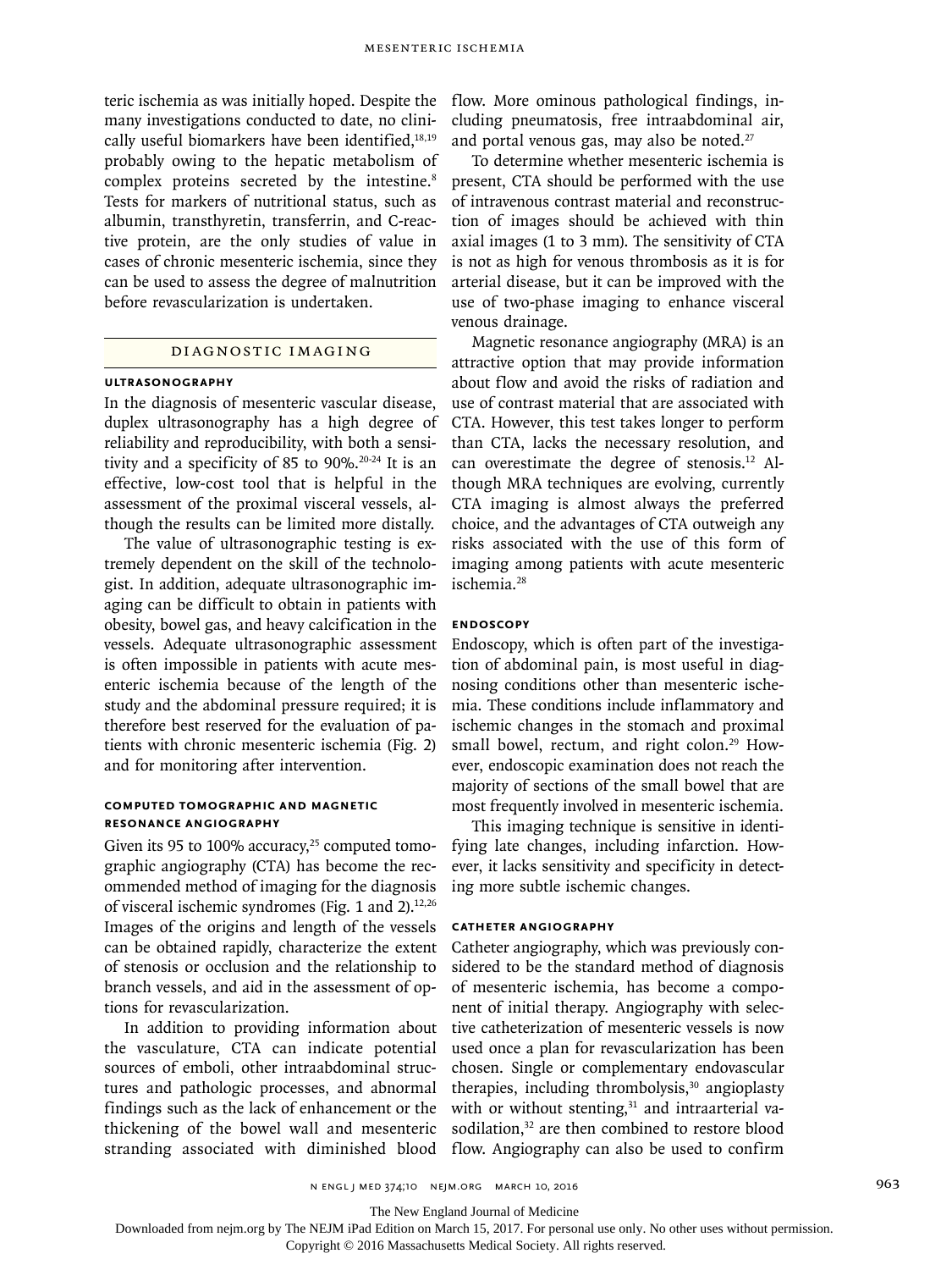teric ischemia as was initially hoped. Despite the many investigations conducted to date, no clinically useful biomarkers have been identified,[18,19] probably owing to the hepatic metabolism of complex proteins secreted by the intestine.[8] Tests for markers of nutritional status, such as albumin, transthyretin, transferrin, and C-reactive protein, are the only studies of value in cases of chronic mesenteric ischemia, since they can be used to assess the degree of malnutrition before revascularization is undertaken.

## DIAGNOSTIC IMAGING

### ULTRASONOGRAPHY

In the diagnosis of mesenteric vascular disease, duplex ultrasonography has a high degree of reliability and reproducibility, with both a sensitivity and a specificity of 85 to 90%.[20-24] It is an effective, low-cost tool that is helpful in the assessment of the proximal visceral vessels, although the results can be limited more distally.

The value of ultrasonographic testing is extremely dependent on the skill of the technologist. In addition, adequate ultrasonographic imaging can be difficult to obtain in patients with obesity, bowel gas, and heavy calcification in the vessels. Adequate ultrasonographic assessment is often impossible in patients with acute mesenteric ischemia because of the length of the study and the abdominal pressure required; it is therefore best reserved for the evaluation of patients with chronic mesenteric ischemia (Fig. 2) and for monitoring after intervention.

### COMPUTED TOMOGRAPHIC AND MAGNETIC RESONANCE ANGIOGRAPHY

Given its 95 to 100% accuracy,[25] computed tomographic angiography (CTA) has become the recommended method of imaging for the diagnosis of visceral ischemic syndromes (Fig. 1 and 2).[12,26] Images of the origins and length of the vessels can be obtained rapidly, characterize the extent of stenosis or occlusion and the relationship to branch vessels, and aid in the assessment of options for revascularization.

In addition to providing information about the vasculature, CTA can indicate potential sources of emboli, other intraabdominal structures and pathologic processes, and abnormal findings such as the lack of enhancement or the thickening of the bowel wall and mesenteric stranding associated with diminished blood flow. More ominous pathological findings, including pneumatosis, free intraabdominal air, and portal venous gas, may also be noted.[27]

To determine whether mesenteric ischemia is present, CTA should be performed with the use of intravenous contrast material and reconstruction of images should be achieved with thin axial images (1 to 3 mm). The sensitivity of CTA is not as high for venous thrombosis as it is for arterial disease, but it can be improved with the use of two-phase imaging to enhance visceral venous drainage.

Magnetic resonance angiography (MRA) is an attractive option that may provide information about flow and avoid the risks of radiation and use of contrast material that are associated with CTA. However, this test takes longer to perform than CTA, lacks the necessary resolution, and can overestimate the degree of stenosis.[12] Although MRA techniques are evolving, currently CTA imaging is almost always the preferred choice, and the advantages of CTA outweigh any risks associated with the use of this form of imaging among patients with acute mesenteric ischemia.[28]

### ENDOSCOPY

Endoscopy, which is often part of the investigation of abdominal pain, is most useful in diagnosing conditions other than mesenteric ischemia. These conditions include inflammatory and ischemic changes in the stomach and proximal small bowel, rectum, and right colon.[29] However, endoscopic examination does not reach the majority of sections of the small bowel that are most frequently involved in mesenteric ischemia.

This imaging technique is sensitive in identifying late changes, including infarction. However, it lacks sensitivity and specificity in detecting more subtle ischemic changes.

### CATHETER ANGIOGRAPHY

Catheter angiography, which was previously considered to be the standard method of diagnosis of mesenteric ischemia, has become a component of initial therapy. Angiography with selective catheterization of mesenteric vessels is now used once a plan for revascularization has been chosen. Single or complementary endovascular therapies, including thrombolysis,[30] angioplasty with or without stenting,[31] and intraarterial vasodilation,[32] are then combined to restore blood flow. Angiography can also be used to confirm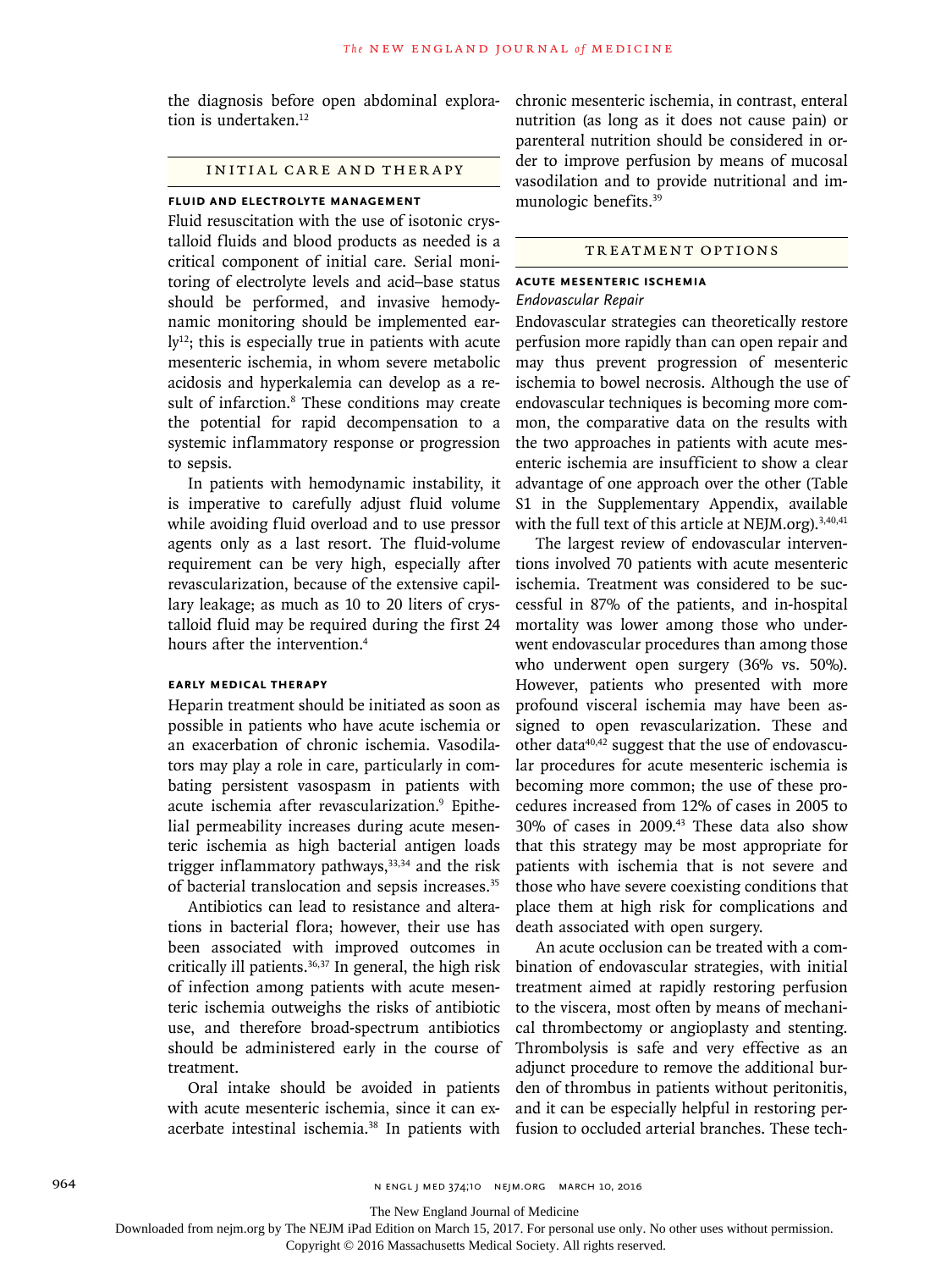the diagnosis before open abdominal exploration is undertaken.[12]

## INITIAL CARE AND THERAPY

### FLUID AND ELECTROLYTE MANAGEMENT

Fluid resuscitation with the use of isotonic crystalloid fluids and blood products as needed is a critical component of initial care. Serial monitoring of electrolyte levels and acid–base status should be performed, and invasive hemodynamic monitoring should be implemented early[12]; this is especially true in patients with acute mesenteric ischemia, in whom severe metabolic acidosis and hyperkalemia can develop as a result of infarction.[8] These conditions may create the potential for rapid decompensation to a systemic inflammatory response or progression to sepsis.

In patients with hemodynamic instability, it is imperative to carefully adjust fluid volume while avoiding fluid overload and to use pressor agents only as a last resort. The fluid-volume requirement can be very high, especially after revascularization, because of the extensive capillary leakage; as much as 10 to 20 liters of crystalloid fluid may be required during the first 24 hours after the intervention.[4]

### EARLY MEDICAL THERAPY

Heparin treatment should be initiated as soon as possible in patients who have acute ischemia or an exacerbation of chronic ischemia. Vasodilators may play a role in care, particularly in combating persistent vasospasm in patients with acute ischemia after revascularization.[9] Epithelial permeability increases during acute mesenteric ischemia as high bacterial antigen loads trigger inflammatory pathways,[33,34] and the risk of bacterial translocation and sepsis increases.[35]

Antibiotics can lead to resistance and alterations in bacterial flora; however, their use has been associated with improved outcomes in critically ill patients.[36,37] In general, the high risk of infection among patients with acute mesenteric ischemia outweighs the risks of antibiotic use, and therefore broad-spectrum antibiotics should be administered early in the course of treatment.

Oral intake should be avoided in patients with acute mesenteric ischemia, since it can exacerbate intestinal ischemia.[38] In patients with chronic mesenteric ischemia, in contrast, enteral nutrition (as long as it does not cause pain) or parenteral nutrition should be considered in order to improve perfusion by means of mucosal vasodilation and to provide nutritional and immunologic benefits.[39]

## TREATMENT OPTIONS

### ACUTE MESENTERIC ISCHEMIA

*Endovascular Repair*

Endovascular strategies can theoretically restore perfusion more rapidly than can open repair and may thus prevent progression of mesenteric ischemia to bowel necrosis. Although the use of endovascular techniques is becoming more common, the comparative data on the results with the two approaches in patients with acute mesenteric ischemia are insufficient to show a clear advantage of one approach over the other (Table S1 in the Supplementary Appendix, available with the full text of this article at NEJM.org).[3,40,41]

The largest review of endovascular interventions involved 70 patients with acute mesenteric ischemia. Treatment was considered to be successful in 87% of the patients, and in-hospital mortality was lower among those who underwent endovascular procedures than among those who underwent open surgery (36% vs. 50%). However, patients who presented with more profound visceral ischemia may have been assigned to open revascularization. These and other data[40,42] suggest that the use of endovascular procedures for acute mesenteric ischemia is becoming more common; the use of these procedures increased from 12% of cases in 2005 to 30% of cases in 2009.[43] These data also show that this strategy may be most appropriate for patients with ischemia that is not severe and those who have severe coexisting conditions that place them at high risk for complications and death associated with open surgery.

An acute occlusion can be treated with a combination of endovascular strategies, with initial treatment aimed at rapidly restoring perfusion to the viscera, most often by means of mechanical thrombectomy or angioplasty and stenting. Thrombolysis is safe and very effective as an adjunct procedure to remove the additional burden of thrombus in patients without peritonitis, and it can be especially helpful in restoring perfusion to occluded arterial branches. These tech-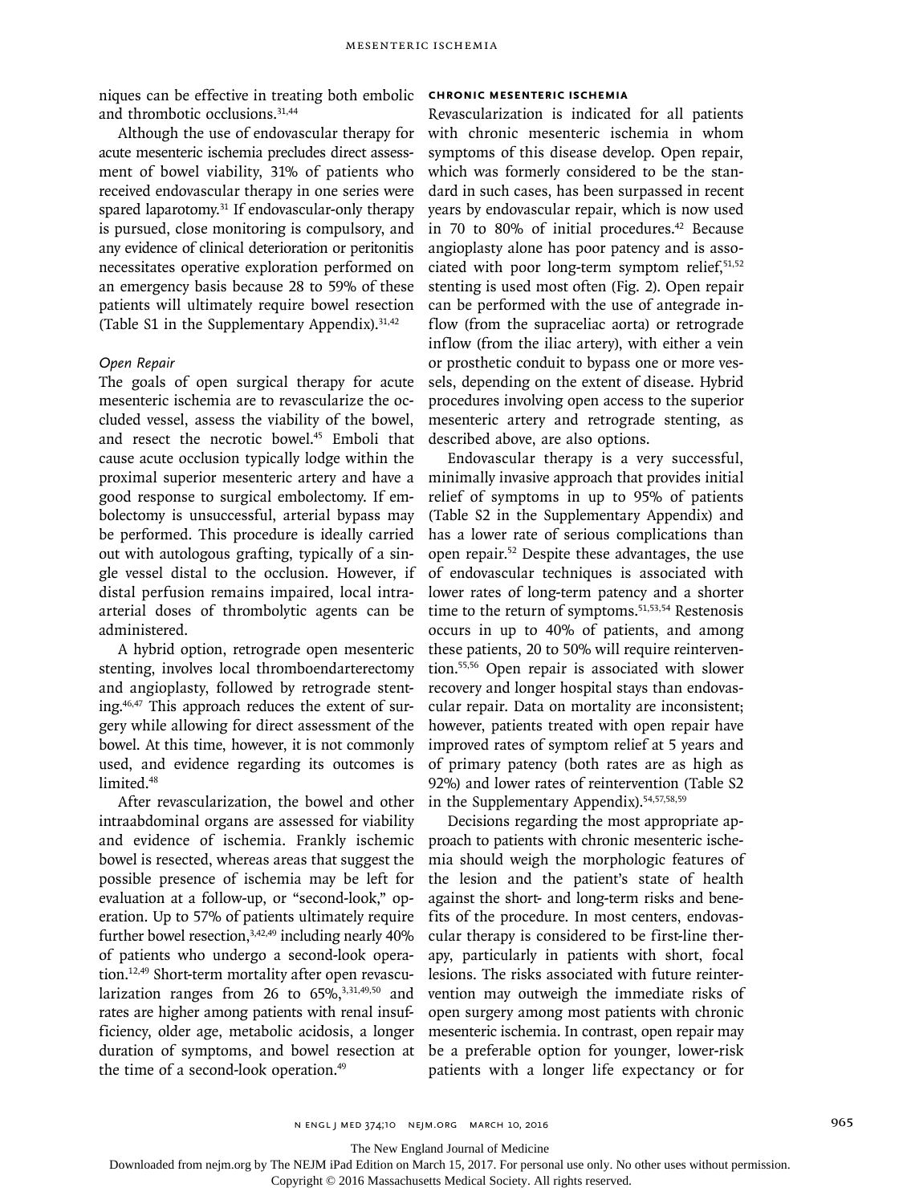niques can be effective in treating both embolic and thrombotic occlusions.[31,44]

Although the use of endovascular therapy for acute mesenteric ischemia precludes direct assessment of bowel viability, 31% of patients who received endovascular therapy in one series were spared laparotomy.[31] If endovascular-only therapy is pursued, close monitoring is compulsory, and any evidence of clinical deterioration or peritonitis necessitates operative exploration performed on an emergency basis because 28 to 59% of these patients will ultimately require bowel resection (Table S1 in the Supplementary Appendix).[31,42]

### *Open Repair*

The goals of open surgical therapy for acute mesenteric ischemia are to revascularize the occluded vessel, assess the viability of the bowel, and resect the necrotic bowel.[45] Emboli that cause acute occlusion typically lodge within the proximal superior mesenteric artery and have a good response to surgical embolectomy. If embolectomy is unsuccessful, arterial bypass may be performed. This procedure is ideally carried out with autologous grafting, typically of a single vessel distal to the occlusion. However, if distal perfusion remains impaired, local intraarterial doses of thrombolytic agents can be administered.

A hybrid option, retrograde open mesenteric stenting, involves local thromboendarterectomy and angioplasty, followed by retrograde stenting.[46,47] This approach reduces the extent of surgery while allowing for direct assessment of the bowel. At this time, however, it is not commonly used, and evidence regarding its outcomes is limited.[48]

After revascularization, the bowel and other intraabdominal organs are assessed for viability and evidence of ischemia. Frankly ischemic bowel is resected, whereas areas that suggest the possible presence of ischemia may be left for evaluation at a follow-up, or "second-look," operation. Up to 57% of patients ultimately require further bowel resection,[3,42,49] including nearly 40% of patients who undergo a second-look operation.[12,49] Short-term mortality after open revascularization ranges from 26 to 65%,[3,31,49,50] and rates are higher among patients with renal insufficiency, older age, metabolic acidosis, a longer duration of symptoms, and bowel resection at the time of a second-look operation.[49]

## CHRONIC MESENTERIC ISCHEMIA

Revascularization is indicated for all patients with chronic mesenteric ischemia in whom symptoms of this disease develop. Open repair, which was formerly considered to be the standard in such cases, has been surpassed in recent years by endovascular repair, which is now used in 70 to 80% of initial procedures.[42] Because angioplasty alone has poor patency and is associated with poor long-term symptom relief,[51,52] stenting is used most often (Fig. 2). Open repair can be performed with the use of antegrade inflow (from the supraceliac aorta) or retrograde inflow (from the iliac artery), with either a vein or prosthetic conduit to bypass one or more vessels, depending on the extent of disease. Hybrid procedures involving open access to the superior mesenteric artery and retrograde stenting, as described above, are also options.

Endovascular therapy is a very successful, minimally invasive approach that provides initial relief of symptoms in up to 95% of patients (Table S2 in the Supplementary Appendix) and has a lower rate of serious complications than open repair.[52] Despite these advantages, the use of endovascular techniques is associated with lower rates of long-term patency and a shorter time to the return of symptoms.[51,53,54] Restenosis occurs in up to 40% of patients, and among these patients, 20 to 50% will require reintervention.[55,56] Open repair is associated with slower recovery and longer hospital stays than endovascular repair. Data on mortality are inconsistent; however, patients treated with open repair have improved rates of symptom relief at 5 years and of primary patency (both rates are as high as 92%) and lower rates of reintervention (Table S2 in the Supplementary Appendix).[54,57,58,59]

Decisions regarding the most appropriate approach to patients with chronic mesenteric ischemia should weigh the morphologic features of the lesion and the patient's state of health against the short- and long-term risks and benefits of the procedure. In most centers, endovascular therapy is considered to be first-line therapy, particularly in patients with short, focal lesions. The risks associated with future reintervention may outweigh the immediate risks of open surgery among most patients with chronic mesenteric ischemia. In contrast, open repair may be a preferable option for younger, lower-risk patients with a longer life expectancy or for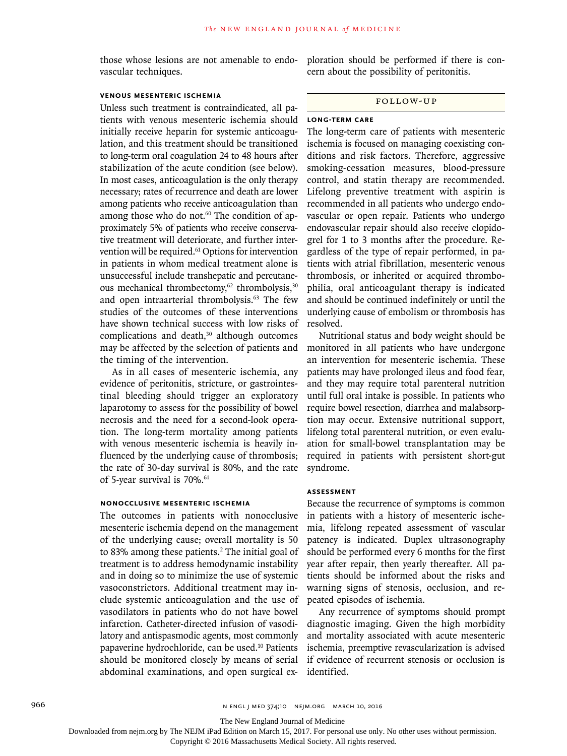those whose lesions are not amenable to endovascular techniques.

### Venous Mesenteric Ischemia

Unless such treatment is contraindicated, all patients with venous mesenteric ischemia should initially receive heparin for systemic anticoagulation, and this treatment should be transitioned to long-term oral coagulation 24 to 48 hours after stabilization of the acute condition (see below). In most cases, anticoagulation is the only therapy necessary; rates of recurrence and death are lower among patients who receive anticoagulation than among those who do not.[60] The condition of approximately 5% of patients who receive conservative treatment will deteriorate, and further intervention will be required.[61] Options for intervention in patients in whom medical treatment alone is unsuccessful include transhepatic and percutaneous mechanical thrombectomy,[62] thrombolysis,[30] and open intraarterial thrombolysis.[63] The few studies of the outcomes of these interventions have shown technical success with low risks of complications and death,[30] although outcomes may be affected by the selection of patients and the timing of the intervention.

As in all cases of mesenteric ischemia, any evidence of peritonitis, stricture, or gastrointestinal bleeding should trigger an exploratory laparotomy to assess for the possibility of bowel necrosis and the need for a second-look operation. The long-term mortality among patients with venous mesenteric ischemia is heavily influenced by the underlying cause of thrombosis; the rate of 30-day survival is 80%, and the rate of 5-year survival is 70%.[61]

### Nonocclusive Mesenteric Ischemia

The outcomes in patients with nonocclusive mesenteric ischemia depend on the management of the underlying cause; overall mortality is 50 to 83% among these patients.[2] The initial goal of treatment is to address hemodynamic instability and in doing so to minimize the use of systemic vasoconstrictors. Additional treatment may include systemic anticoagulation and the use of vasodilators in patients who do not have bowel infarction. Catheter-directed infusion of vasodilatory and antispasmodic agents, most commonly papaverine hydrochloride, can be used.[10] Patients should be monitored closely by means of serial abdominal examinations, and open surgical exploration should be performed if there is concern about the possibility of peritonitis.

## Follow-up

### Long-Term Care

The long-term care of patients with mesenteric ischemia is focused on managing coexisting conditions and risk factors. Therefore, aggressive smoking-cessation measures, blood-pressure control, and statin therapy are recommended. Lifelong preventive treatment with aspirin is recommended in all patients who undergo endovascular or open repair. Patients who undergo endovascular repair should also receive clopidogrel for 1 to 3 months after the procedure. Regardless of the type of repair performed, in patients with atrial fibrillation, mesenteric venous thrombosis, or inherited or acquired thrombophilia, oral anticoagulant therapy is indicated and should be continued indefinitely or until the underlying cause of embolism or thrombosis has resolved.

Nutritional status and body weight should be monitored in all patients who have undergone an intervention for mesenteric ischemia. These patients may have prolonged ileus and food fear, and they may require total parenteral nutrition until full oral intake is possible. In patients who require bowel resection, diarrhea and malabsorption may occur. Extensive nutritional support, lifelong total parenteral nutrition, or even evaluation for small-bowel transplantation may be required in patients with persistent short-gut syndrome.

### Assessment

Because the recurrence of symptoms is common in patients with a history of mesenteric ischemia, lifelong repeated assessment of vascular patency is indicated. Duplex ultrasonography should be performed every 6 months for the first year after repair, then yearly thereafter. All patients should be informed about the risks and warning signs of stenosis, occlusion, and repeated episodes of ischemia.

Any recurrence of symptoms should prompt diagnostic imaging. Given the high morbidity and mortality associated with acute mesenteric ischemia, preemptive revascularization is advised if evidence of recurrent stenosis or occlusion is identified.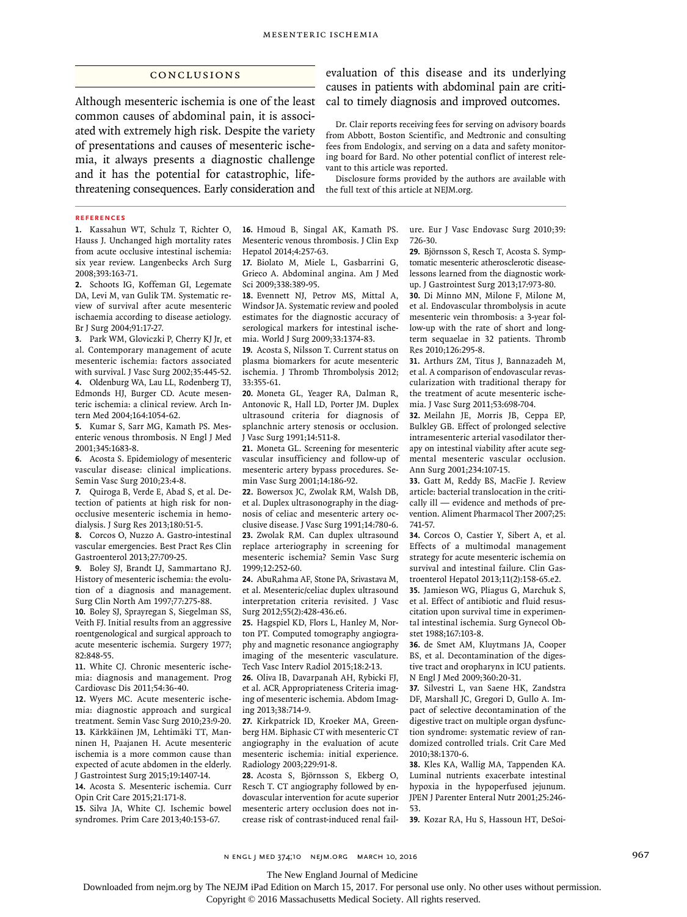## Conclusions

Although mesenteric ischemia is one of the least common causes of abdominal pain, it is associated with extremely high risk. Despite the variety of presentations and causes of mesenteric ischemia, it always presents a diagnostic challenge and it has the potential for catastrophic, life-threatening consequences. Early consideration and evaluation of this disease and its underlying causes in patients with abdominal pain are critical to timely diagnosis and improved outcomes.

Dr. Clair reports receiving fees for serving on advisory boards from Abbott, Boston Scientific, and Medtronic and consulting fees from Endologix, and serving on a data and safety monitoring board for Bard. No other potential conflict of interest relevant to this article was reported.

Disclosure forms provided by the authors are available with the full text of this article at NEJM.org.

### References

1. Kassahun WT, Schulz T, Richter O, Hauss J. Unchanged high mortality rates from acute occlusive intestinal ischemia: six year review. Langenbecks Arch Surg 2008;393:163-71.
2. Schoots IG, Koffeman GI, Legemate DA, Levi M, van Gulik TM. Systematic review of survival after acute mesenteric ischaemia according to disease aetiology. Br J Surg 2004;91:17-27.
3. Park WM, Gloviczki P, Cherry KJ Jr, et al. Contemporary management of acute mesenteric ischemia: factors associated with survival. J Vasc Surg 2002;35:445-52.
4. Oldenburg WA, Lau LL, Rodenberg TJ, Edmonds HJ, Burger CD. Acute mesenteric ischemia: a clinical review. Arch Intern Med 2004;164:1054-62.
5. Kumar S, Sarr MG, Kamath PS. Mesenteric venous thrombosis. N Engl J Med 2001;345:1683-8.
6. Acosta S. Epidemiology of mesenteric vascular disease: clinical implications. Semin Vasc Surg 2010;23:4-8.
7. Quiroga B, Verde E, Abad S, et al. Detection of patients at high risk for nonocclusive mesenteric ischemia in hemodialysis. J Surg Res 2013;180:51-5.
8. Corcos O, Nuzzo A. Gastro-intestinal vascular emergencies. Best Pract Res Clin Gastroenterol 2013;27:709-25.
9. Boley SJ, Brandt LJ, Sammartano RJ. History of mesenteric ischemia: the evolution of a diagnosis and management. Surg Clin North Am 1997;77:275-88.
10. Boley SJ, Sprayregan S, Siegelman SS, Veith FJ. Initial results from an aggressive roentgenological and surgical approach to acute mesenteric ischemia. Surgery 1977; 82:848-55.
11. White CJ. Chronic mesenteric ischemia: diagnosis and management. Prog Cardiovasc Dis 2011;54:36-40.
12. Wyers MC. Acute mesenteric ischemia: diagnostic approach and surgical treatment. Semin Vasc Surg 2010;23:9-20.
13. Kärkkäinen JM, Lehtimäki TT, Manninen H, Paajanen H. Acute mesenteric ischemia is a more common cause than expected of acute abdomen in the elderly. J Gastrointest Surg 2015;19:1407-14.
14. Acosta S. Mesenteric ischemia. Curr Opin Crit Care 2015;21:171-8.
15. Silva JA, White CJ. Ischemic bowel syndromes. Prim Care 2013;40:153-67.
16. Hmoud B, Singal AK, Kamath PS. Mesenteric venous thrombosis. J Clin Exp Hepatol 2014;4:257-63.
17. Biolato M, Miele L, Gasbarrini G, Grieco A. Abdominal angina. Am J Med Sci 2009;338:389-95.
18. Evennett NJ, Petrov MS, Mittal A, Windsor JA. Systematic review and pooled estimates for the diagnostic accuracy of serological markers for intestinal ischemia. World J Surg 2009;33:1374-83.
19. Acosta S, Nilsson T. Current status on plasma biomarkers for acute mesenteric ischemia. J Thromb Thrombolysis 2012; 33:355-61.
20. Moneta GL, Yeager RA, Dalman R, Antonovic R, Hall LD, Porter JM. Duplex ultrasound criteria for diagnosis of splanchnic artery stenosis or occlusion. J Vasc Surg 1991;14:511-8.
21. Moneta GL. Screening for mesenteric vascular insufficiency and follow-up of mesenteric artery bypass procedures. Semin Vasc Surg 2001;14:186-92.
22. Bowersox JC, Zwolak RM, Walsh DB, et al. Duplex ultrasonography in the diagnosis of celiac and mesenteric artery occlusive disease. J Vasc Surg 1991;14:780-6.
23. Zwolak RM. Can duplex ultrasound replace arteriography in screening for mesenteric ischemia? Semin Vasc Surg 1999;12:252-60.
24. AbuRahma AF, Stone PA, Srivastava M, et al. Mesenteric/celiac duplex ultrasound interpretation criteria revisited. J Vasc Surg 2012;55(2):428-436.e6.
25. Hagspiel KD, Flors L, Hanley M, Norton PT. Computed tomography angiography and magnetic resonance angiography imaging of the mesenteric vasculature. Tech Vasc Interv Radiol 2015;18:2-13.
26. Oliva IB, Davarpanah AH, Rybicki FJ, et al. ACR Appropriateness Criteria imaging of mesenteric ischemia. Abdom Imaging 2013;38:714-9.
27. Kirkpatrick ID, Kroeker MA, Greenberg HM. Biphasic CT with mesenteric CT angiography in the evaluation of acute mesenteric ischemia: initial experience. Radiology 2003;229:91-8.
28. Acosta S, Björnsson S, Ekberg O, Resch T. CT angiography followed by endovascular intervention for acute superior mesenteric artery occlusion does not increase risk of contrast-induced renal failure. Eur J Vasc Endovasc Surg 2010;39: 726-30.
29. Björnsson S, Resch T, Acosta S. Symptomatic mesenteric atherosclerotic disease-lessons learned from the diagnostic workup. J Gastrointest Surg 2013;17:973-80.
30. Di Minno MN, Milone F, Milone M, et al. Endovascular thrombolysis in acute mesenteric vein thrombosis: a 3-year follow-up with the rate of short and longterm sequaelae in 32 patients. Thromb Res 2010;126:295-8.
31. Arthurs ZM, Titus J, Bannazadeh M, et al. A comparison of endovascular revascularization with traditional therapy for the treatment of acute mesenteric ischemia. J Vasc Surg 2011;53:698-704.
32. Meilahn JE, Morris JB, Ceppa EP, Bulkley GB. Effect of prolonged selective intramesenteric arterial vasodilator therapy on intestinal viability after acute segmental mesenteric vascular occlusion. Ann Surg 2001;234:107-15.
33. Gatt M, Reddy BS, MacFie J. Review article: bacterial translocation in the critically ill — evidence and methods of prevention. Aliment Pharmacol Ther 2007;25: 741-57.
34. Corcos O, Castier Y, Sibert A, et al. Effects of a multimodal management strategy for acute mesenteric ischemia on survival and intestinal failure. Clin Gastroenterol Hepatol 2013;11(2):158-65.e2.
35. Jamieson WG, Pliagus G, Marchuk S, et al. Effect of antibiotic and fluid resuscitation upon survival time in experimental intestinal ischemia. Surg Gynecol Obstet 1988;167:103-8.
36. de Smet AM, Kluytmans JA, Cooper BS, et al. Decontamination of the digestive tract and oropharynx in ICU patients. N Engl J Med 2009;360:20-31.
37. Silvestri L, van Saene HK, Zandstra DF, Marshall JC, Gregori D, Gullo A. Impact of selective decontamination of the digestive tract on multiple organ dysfunction syndrome: systematic review of randomized controlled trials. Crit Care Med 2010;38:1370-6.
38. Kles KA, Wallig MA, Tappenden KA. Luminal nutrients exacerbate intestinal hypoxia in the hypoperfused jejunum. JPEN J Parenter Enteral Nutr 2001;25:246-53.
39. Kozar RA, Hu S, Hassoun HT, DeSoi-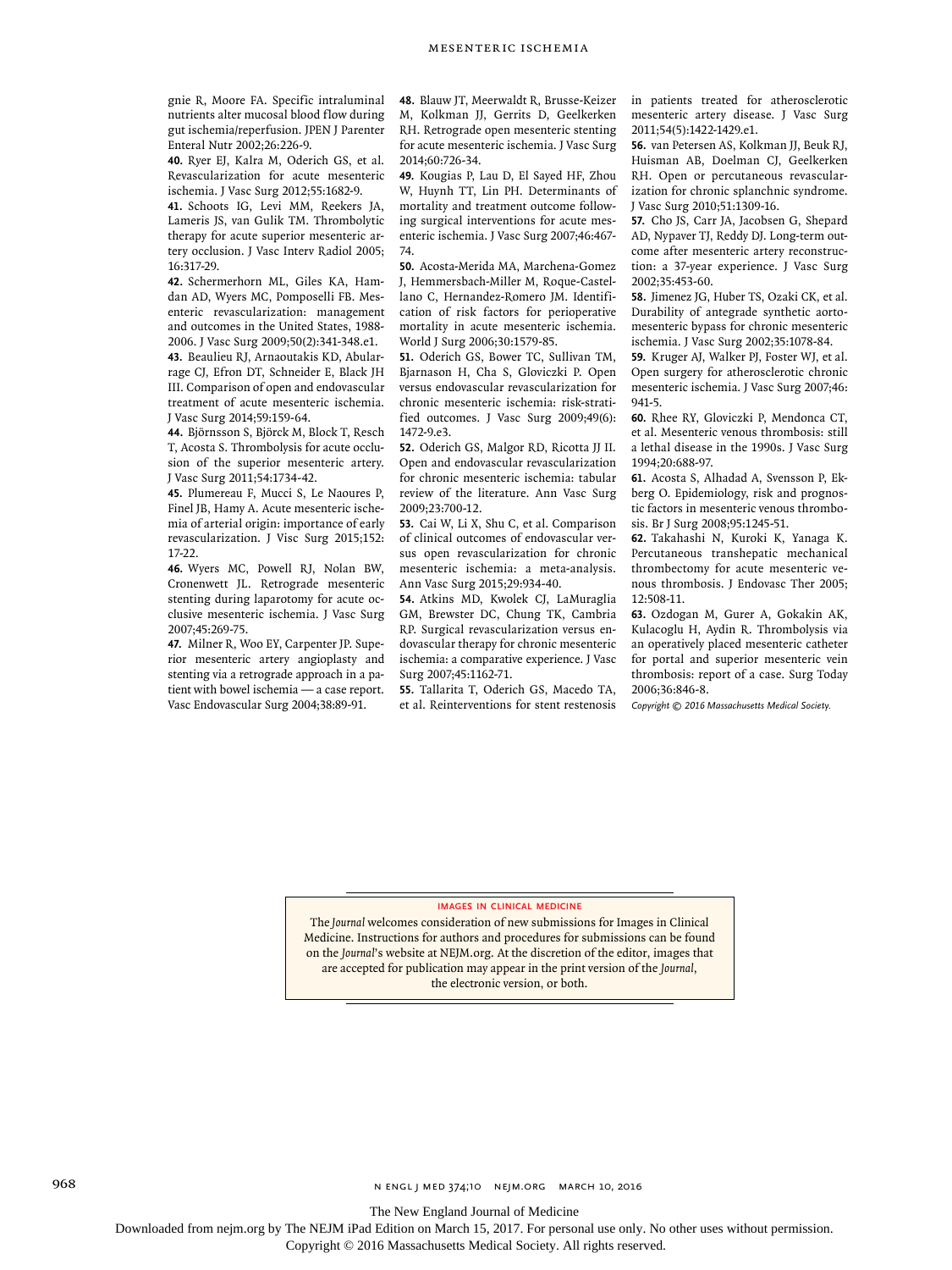gnie R, Moore FA. Specific intraluminal nutrients alter mucosal blood flow during gut ischemia/reperfusion. JPEN J Parenter Enteral Nutr 2002;26:226-9.

**40.** Ryer EJ, Kalra M, Oderich GS, et al. Revascularization for acute mesenteric ischemia. J Vasc Surg 2012;55:1682-9.

**41.** Schoots IG, Levi MM, Reekers JA, Lameris JS, van Gulik TM. Thrombolytic therapy for acute superior mesenteric artery occlusion. J Vasc Interv Radiol 2005; 16:317-29.

**42.** Schermerhorn ML, Giles KA, Hamdan AD, Wyers MC, Pomposelli FB. Mesenteric revascularization: management and outcomes in the United States, 1988-2006. J Vasc Surg 2009;50(2):341-348.e1.

**43.** Beaulieu RJ, Arnaoutakis KD, Abularrage CJ, Efron DT, Schneider E, Black JH III. Comparison of open and endovascular treatment of acute mesenteric ischemia. J Vasc Surg 2014;59:159-64.

**44.** Björnsson S, Björck M, Block T, Resch T, Acosta S. Thrombolysis for acute occlusion of the superior mesenteric artery. J Vasc Surg 2011;54:1734-42.

**45.** Plumereau F, Mucci S, Le Naoures P, Finel JB, Hamy A. Acute mesenteric ischemia of arterial origin: importance of early revascularization. J Visc Surg 2015;152: 17-22.

**46.** Wyers MC, Powell RJ, Nolan BW, Cronenwett JL. Retrograde mesenteric stenting during laparotomy for acute occlusive mesenteric ischemia. J Vasc Surg 2007;45:269-75.

**47.** Milner R, Woo EY, Carpenter JP. Superior mesenteric artery angioplasty and stenting via a retrograde approach in a patient with bowel ischemia — a case report. Vasc Endovascular Surg 2004;38:89-91.

**48.** Blauw JT, Meerwaldt R, Brusse-Keizer M, Kolkman JJ, Gerrits D, Geelkerken RH. Retrograde open mesenteric stenting for acute mesenteric ischemia. J Vasc Surg 2014;60:726-34.

**49.** Kougias P, Lau D, El Sayed HF, Zhou W, Huynh TT, Lin PH. Determinants of mortality and treatment outcome following surgical interventions for acute mesenteric ischemia. J Vasc Surg 2007;46:467-74.

**50.** Acosta-Merida MA, Marchena-Gomez J, Hemmersbach-Miller M, Roque-Castellano C, Hernandez-Romero JM. Identification of risk factors for perioperative mortality in acute mesenteric ischemia. World J Surg 2006;30:1579-85.

**51.** Oderich GS, Bower TC, Sullivan TM, Bjarnason H, Cha S, Gloviczki P. Open versus endovascular revascularization for chronic mesenteric ischemia: risk-stratified outcomes. J Vasc Surg 2009;49(6): 1472-9.e3.

**52.** Oderich GS, Malgor RD, Ricotta JJ II. Open and endovascular revascularization for chronic mesenteric ischemia: tabular review of the literature. Ann Vasc Surg 2009;23:700-12.

**53.** Cai W, Li X, Shu C, et al. Comparison of clinical outcomes of endovascular versus open revascularization for chronic mesenteric ischemia: a meta-analysis. Ann Vasc Surg 2015;29:934-40.

**54.** Atkins MD, Kwolek CJ, LaMuraglia GM, Brewster DC, Chung TK, Cambria RP. Surgical revascularization versus endovascular therapy for chronic mesenteric ischemia: a comparative experience. J Vasc Surg 2007;45:1162-71.

**55.** Tallarita T, Oderich GS, Macedo TA, et al. Reinterventions for stent restenosis in patients treated for atherosclerotic mesenteric artery disease. J Vasc Surg 2011;54(5):1422-1429.e1.

**56.** van Petersen AS, Kolkman JJ, Beuk RJ, Huisman AB, Doelman CJ, Geelkerken RH. Open or percutaneous revascularization for chronic splanchnic syndrome. J Vasc Surg 2010;51:1309-16.

**57.** Cho JS, Carr JA, Jacobsen G, Shepard AD, Nypaver TJ, Reddy DJ. Long-term outcome after mesenteric artery reconstruction: a 37-year experience. J Vasc Surg 2002;35:453-60.

**58.** Jimenez JG, Huber TS, Ozaki CK, et al. Durability of antegrade synthetic aortomesenteric bypass for chronic mesenteric ischemia. J Vasc Surg 2002;35:1078-84.

**59.** Kruger AJ, Walker PJ, Foster WJ, et al. Open surgery for atherosclerotic chronic mesenteric ischemia. J Vasc Surg 2007;46: 941-5.

**60.** Rhee RY, Gloviczki P, Mendonca CT, et al. Mesenteric venous thrombosis: still a lethal disease in the 1990s. J Vasc Surg 1994;20:688-97.

**61.** Acosta S, Alhadad A, Svensson P, Ekberg O. Epidemiology, risk and prognostic factors in mesenteric venous thrombosis. Br J Surg 2008;95:1245-51.

**62.** Takahashi N, Kuroki K, Yanaga K. Percutaneous transhepatic mechanical thrombectomy for acute mesenteric venous thrombosis. J Endovasc Ther 2005; 12:508-11.

**63.** Ozdogan M, Gurer A, Gokakin AK, Kulacoglu H, Aydin R. Thrombolysis via an operatively placed mesenteric catheter for portal and superior mesenteric vein thrombosis: report of a case. Surg Today 2006;36:846-8.

*Copyright © 2016 Massachusetts Medical Society.*

IMAGES IN CLINICAL MEDICINE

The *Journal* welcomes consideration of new submissions for Images in Clinical Medicine. Instructions for authors and procedures for submissions can be found on the *Journal*'s website at NEJM.org. At the discretion of the editor, images that are accepted for publication may appear in the print version of the *Journal*, the electronic version, or both.